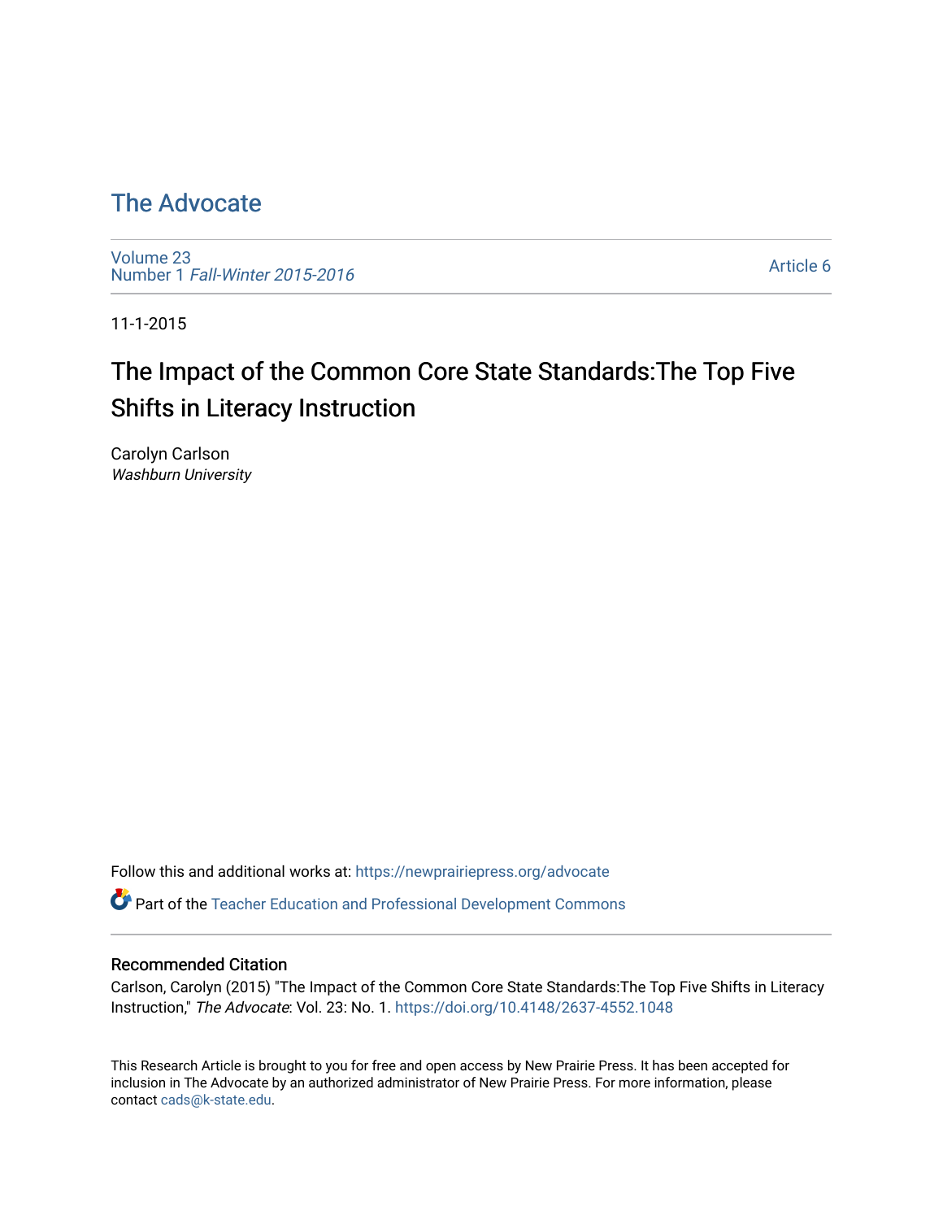# The Advocate

Volume 23
Number 1 *Fall-Winter 2015-2016*

Article 6

11-1-2015

## The Impact of the Common Core State Standards:The Top Five Shifts in Literacy Instruction

Carolyn Carlson
*Washburn University*

Follow this and additional works at: https://newprairiepress.org/advocate

Part of the Teacher Education and Professional Development Commons

### Recommended Citation

Carlson, Carolyn (2015) "The Impact of the Common Core State Standards:The Top Five Shifts in Literacy Instruction," *The Advocate*: Vol. 23: No. 1. https://doi.org/10.4148/2637-4552.1048

This Research Article is brought to you for free and open access by New Prairie Press. It has been accepted for inclusion in The Advocate by an authorized administrator of New Prairie Press. For more information, please contact cads@k-state.edu.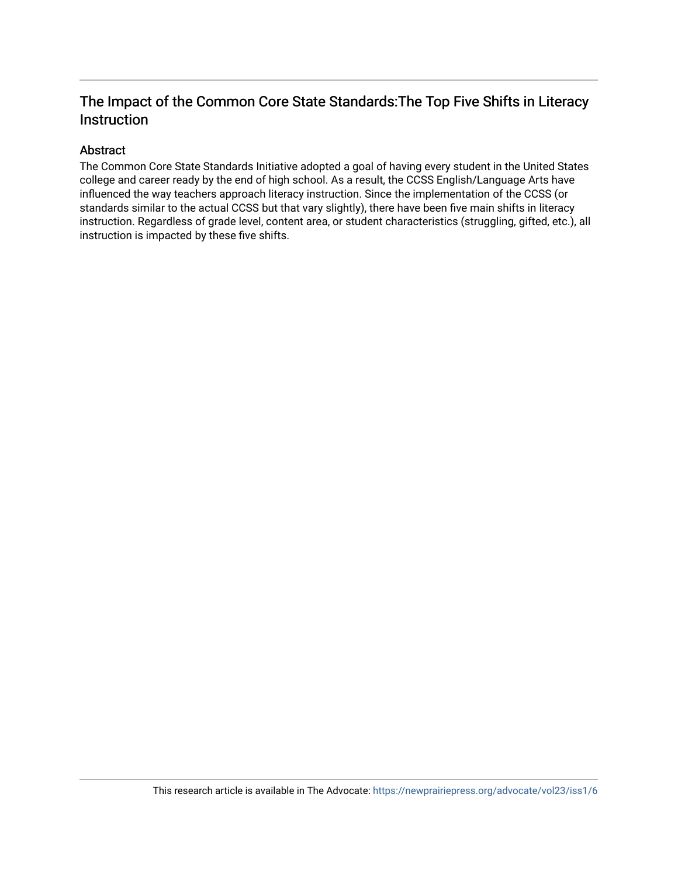# The Impact of the Common Core State Standards:The Top Five Shifts in Literacy Instruction

## Abstract

The Common Core State Standards Initiative adopted a goal of having every student in the United States college and career ready by the end of high school. As a result, the CCSS English/Language Arts have influenced the way teachers approach literacy instruction. Since the implementation of the CCSS (or standards similar to the actual CCSS but that vary slightly), there have been five main shifts in literacy instruction. Regardless of grade level, content area, or student characteristics (struggling, gifted, etc.), all instruction is impacted by these five shifts.

This research article is available in The Advocate: https://newprairiepress.org/advocate/vol23/iss1/6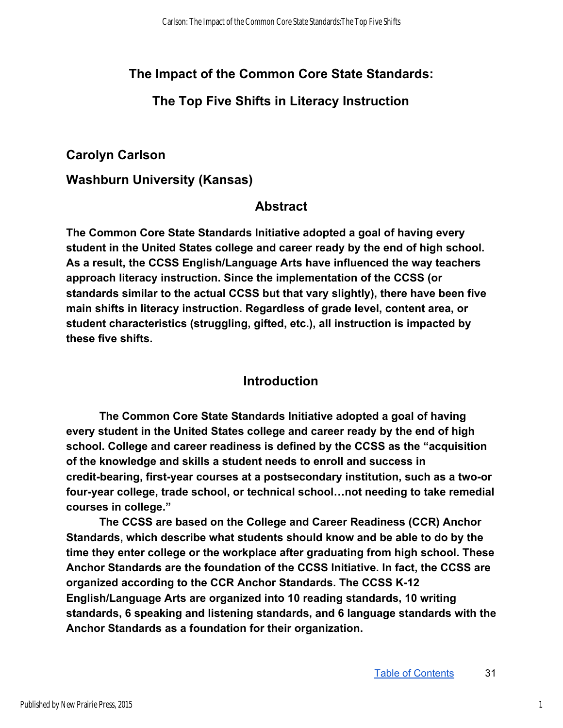# The Impact of the Common Core State Standards:

# The Top Five Shifts in Literacy Instruction

**Carolyn Carlson**

**Washburn University (Kansas)**

## Abstract

**The Common Core State Standards Initiative adopted a goal of having every student in the United States college and career ready by the end of high school. As a result, the CCSS English/Language Arts have influenced the way teachers approach literacy instruction. Since the implementation of the CCSS (or standards similar to the actual CCSS but that vary slightly), there have been five main shifts in literacy instruction. Regardless of grade level, content area, or student characteristics (struggling, gifted, etc.), all instruction is impacted by these five shifts.**

## Introduction

**The Common Core State Standards Initiative adopted a goal of having every student in the United States college and career ready by the end of high school. College and career readiness is defined by the CCSS as the "acquisition of the knowledge and skills a student needs to enroll and success in credit-bearing, first-year courses at a postsecondary institution, such as a two-or four-year college, trade school, or technical school…not needing to take remedial courses in college."**

**The CCSS are based on the College and Career Readiness (CCR) Anchor Standards, which describe what students should know and be able to do by the time they enter college or the workplace after graduating from high school. These Anchor Standards are the foundation of the CCSS Initiative. In fact, the CCSS are organized according to the CCR Anchor Standards. The CCSS K-12 English/Language Arts are organized into 10 reading standards, 10 writing standards, 6 speaking and listening standards, and 6 language standards with the Anchor Standards as a foundation for their organization.**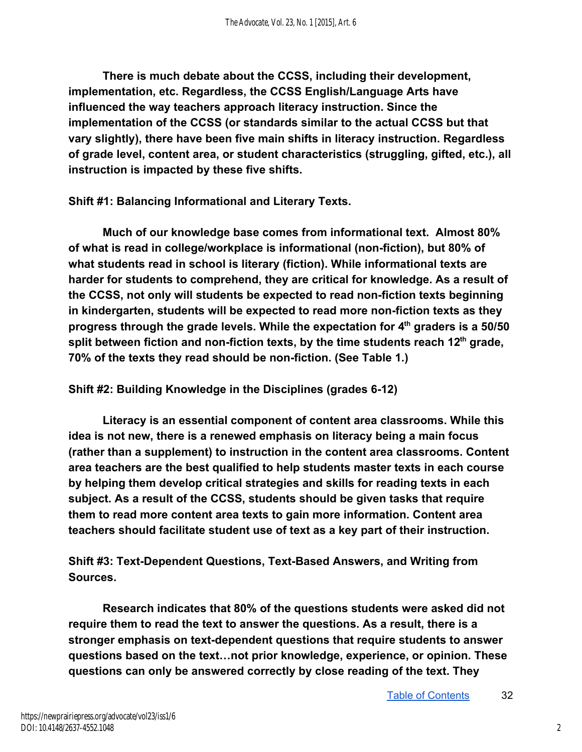**There is much debate about the CCSS, including their development, implementation, etc. Regardless, the CCSS English/Language Arts have influenced the way teachers approach literacy instruction. Since the implementation of the CCSS (or standards similar to the actual CCSS but that vary slightly), there have been five main shifts in literacy instruction. Regardless of grade level, content area, or student characteristics (struggling, gifted, etc.), all instruction is impacted by these five shifts.**

**Shift #1: Balancing Informational and Literary Texts.**

**Much of our knowledge base comes from informational text. Almost 80% of what is read in college/workplace is informational (non-fiction), but 80% of what students read in school is literary (fiction). While informational texts are harder for students to comprehend, they are critical for knowledge. As a result of the CCSS, not only will students be expected to read non-fiction texts beginning in kindergarten, students will be expected to read more non-fiction texts as they progress through the grade levels. While the expectation for 4th graders is a 50/50 split between fiction and non-fiction texts, by the time students reach 12th grade, 70% of the texts they read should be non-fiction. (See Table 1.)**

**Shift #2: Building Knowledge in the Disciplines (grades 6-12)**

**Literacy is an essential component of content area classrooms. While this idea is not new, there is a renewed emphasis on literacy being a main focus (rather than a supplement) to instruction in the content area classrooms. Content area teachers are the best qualified to help students master texts in each course by helping them develop critical strategies and skills for reading texts in each subject. As a result of the CCSS, students should be given tasks that require them to read more content area texts to gain more information. Content area teachers should facilitate student use of text as a key part of their instruction.**

**Shift #3: Text-Dependent Questions, Text-Based Answers, and Writing from Sources.**

**Research indicates that 80% of the questions students were asked did not require them to read the text to answer the questions. As a result, there is a stronger emphasis on text-dependent questions that require students to answer questions based on the text…not prior knowledge, experience, or opinion. These questions can only be answered correctly by close reading of the text. They**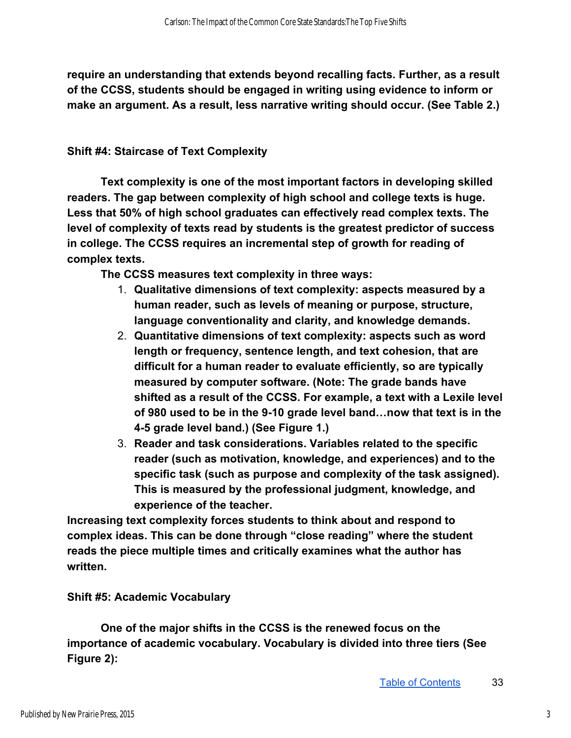**require an understanding that extends beyond recalling facts. Further, as a result of the CCSS, students should be engaged in writing using evidence to inform or make an argument. As a result, less narrative writing should occur. (See Table 2.)**

**Shift #4: Staircase of Text Complexity**

**Text complexity is one of the most important factors in developing skilled readers. The gap between complexity of high school and college texts is huge. Less that 50% of high school graduates can effectively read complex texts. The level of complexity of texts read by students is the greatest predictor of success in college. The CCSS requires an incremental step of growth for reading of complex texts.**

**The CCSS measures text complexity in three ways:**

1. **Qualitative dimensions of text complexity: aspects measured by a human reader, such as levels of meaning or purpose, structure, language conventionality and clarity, and knowledge demands.**
2. **Quantitative dimensions of text complexity: aspects such as word length or frequency, sentence length, and text cohesion, that are difficult for a human reader to evaluate efficiently, so are typically measured by computer software. (Note: The grade bands have shifted as a result of the CCSS. For example, a text with a Lexile level of 980 used to be in the 9-10 grade level band…now that text is in the 4-5 grade level band.) (See Figure 1.)**
3. **Reader and task considerations. Variables related to the specific reader (such as motivation, knowledge, and experiences) and to the specific task (such as purpose and complexity of the task assigned). This is measured by the professional judgment, knowledge, and experience of the teacher.**

**Increasing text complexity forces students to think about and respond to complex ideas. This can be done through "close reading" where the student reads the piece multiple times and critically examines what the author has written.**

**Shift #5: Academic Vocabulary**

**One of the major shifts in the CCSS is the renewed focus on the importance of academic vocabulary. Vocabulary is divided into three tiers (See Figure 2):**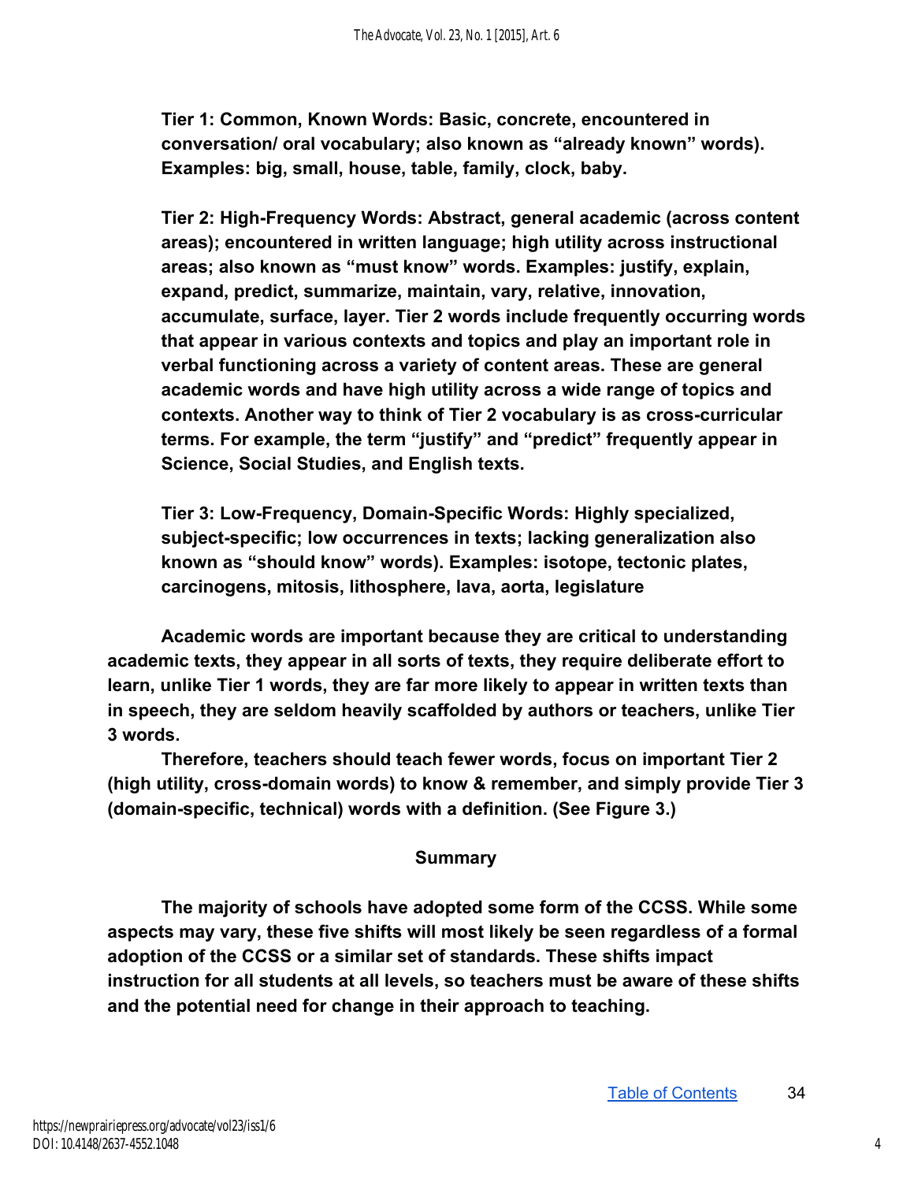**Tier 1: Common, Known Words: Basic, concrete, encountered in conversation/ oral vocabulary; also known as "already known" words). Examples: big, small, house, table, family, clock, baby.**

**Tier 2: High-Frequency Words: Abstract, general academic (across content areas); encountered in written language; high utility across instructional areas; also known as "must know" words. Examples: justify, explain, expand, predict, summarize, maintain, vary, relative, innovation, accumulate, surface, layer. Tier 2 words include frequently occurring words that appear in various contexts and topics and play an important role in verbal functioning across a variety of content areas. These are general academic words and have high utility across a wide range of topics and contexts. Another way to think of Tier 2 vocabulary is as cross-curricular terms. For example, the term "justify" and "predict" frequently appear in Science, Social Studies, and English texts.**

**Tier 3: Low-Frequency, Domain-Specific Words: Highly specialized, subject-specific; low occurrences in texts; lacking generalization also known as "should know" words). Examples: isotope, tectonic plates, carcinogens, mitosis, lithosphere, lava, aorta, legislature**

**Academic words are important because they are critical to understanding academic texts, they appear in all sorts of texts, they require deliberate effort to learn, unlike Tier 1 words, they are far more likely to appear in written texts than in speech, they are seldom heavily scaffolded by authors or teachers, unlike Tier 3 words.**

**Therefore, teachers should teach fewer words, focus on important Tier 2 (high utility, cross-domain words) to know & remember, and simply provide Tier 3 (domain-specific, technical) words with a definition. (See Figure 3.)**

## Summary

**The majority of schools have adopted some form of the CCSS. While some aspects may vary, these five shifts will most likely be seen regardless of a formal adoption of the CCSS or a similar set of standards. These shifts impact instruction for all students at all levels, so teachers must be aware of these shifts and the potential need for change in their approach to teaching.**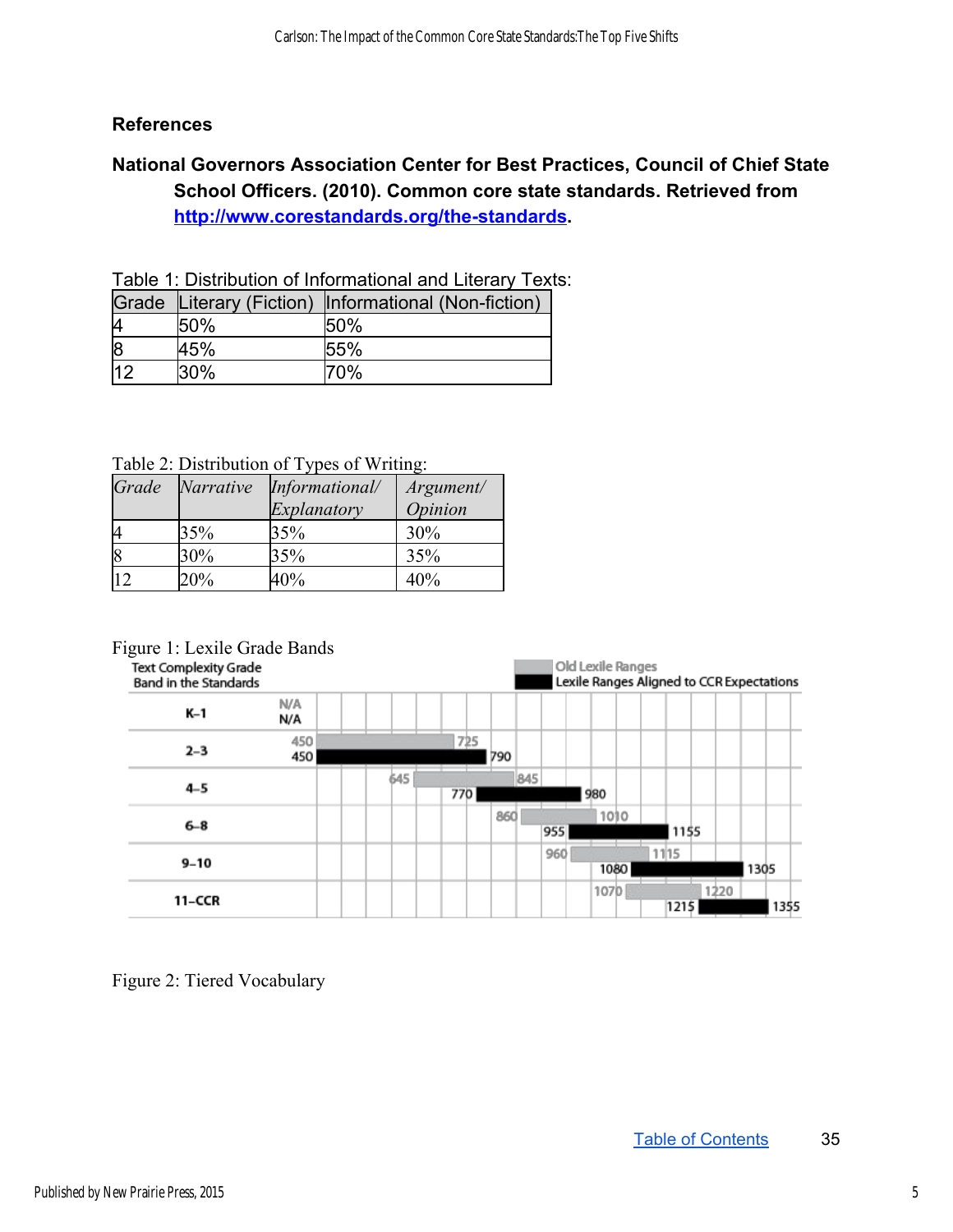## References

**National Governors Association Center for Best Practices, Council of Chief State School Officers. (2010). Common core state standards. Retrieved from [http://www.corestandards.org/the-standards](http://www.corestandards.org/the-standards).**

Table 1: Distribution of Informational and Literary Texts:

| Grade | Literary (Fiction) | Informational (Non-fiction) |
|---|---|---|
| 4 | 50% | 50% |
| 8 | 45% | 55% |
| 12 | 30% | 70% |

Table 2: Distribution of Types of Writing:

| *Grade* | *Narrative* | *Informational/ Explanatory* | *Argument/ Opinion* |
|---|---|---|---|
| 4 | 35% | 35% | 30% |
| 8 | 30% | 35% | 35% |
| 12 | 20% | 40% | 40% |

Figure 1: Lexile Grade Bands

| Text Complexity Grade Band in the Standards | Old Lexile Ranges | Lexile Ranges Aligned to CCR Expectations |
|---|---|---|
| K–1 | N/A | N/A |
| 2–3 | 450–725 | 450–790 |
| 4–5 | 645–845 | 770–980 |
| 6–8 | 860–1010 | 955–1155 |
| 9–10 | 960–1115 | 1080–1305 |
| 11–CCR | 1070–1220 | 1215–1355 |

Figure 2: Tiered Vocabulary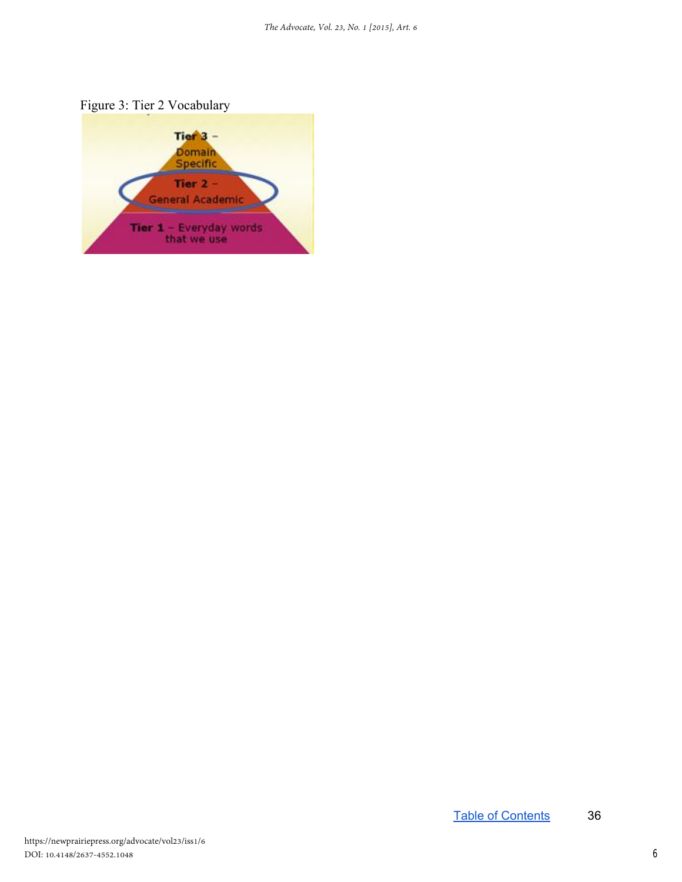Figure 3: Tier 2 Vocabulary

Tier 3 – Domain Specific

Tier 2 – General Academic

Tier 1 – Everyday words that we use

[Table of Contents](#)